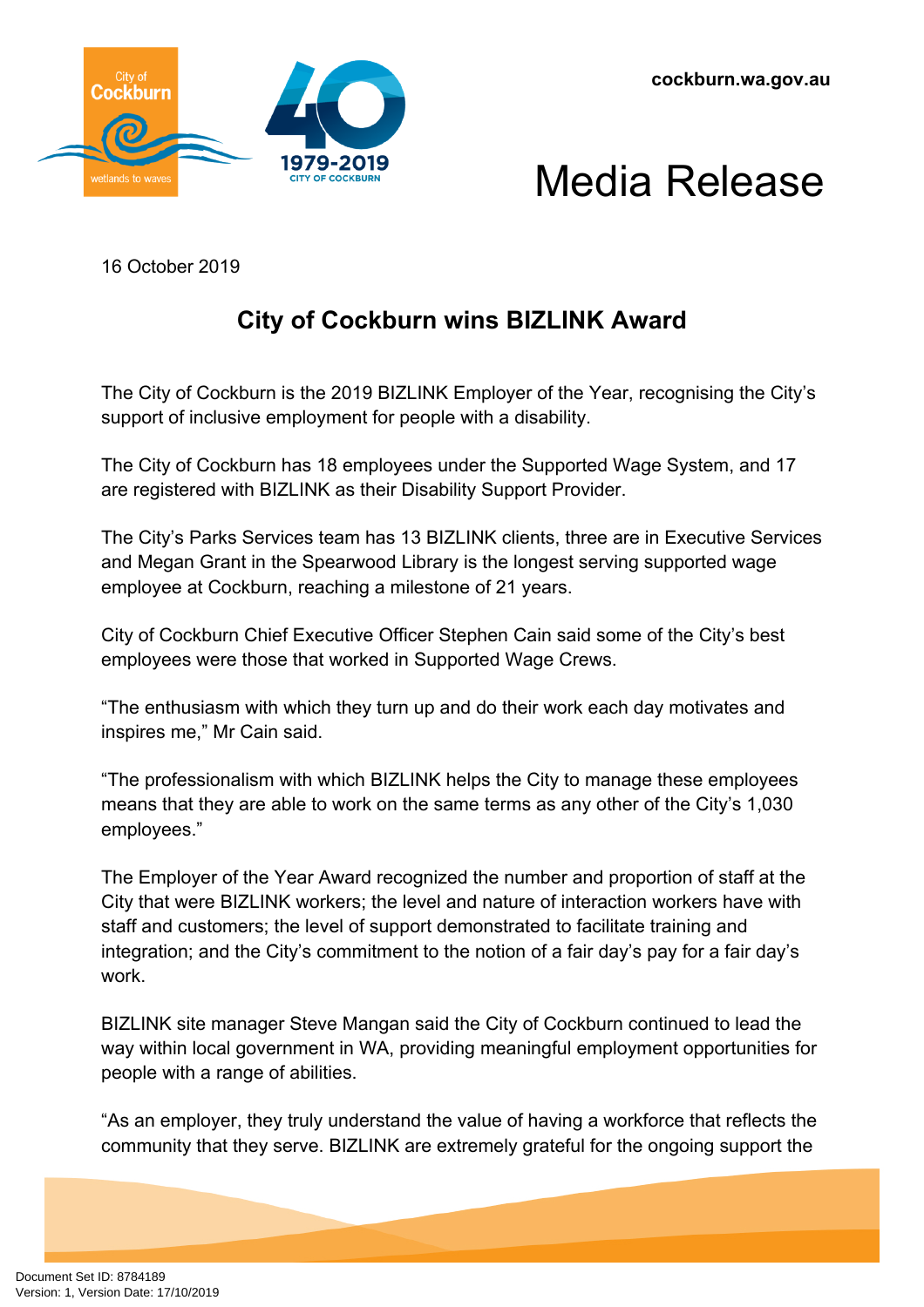cockburn.wa.gov.au

# Media Release

16 October 2019

## City of Cockburn wins BIZLINK Award

The City of Cockburn is the 2019 BIZLINK Employer of the Year, recognising the City's support of inclusive employment for people with a disability.

The City of Cockburn has 18 employees under the Supported Wage System, and 17 are registered with BIZLINK as their Disability Support Provider.

The City's Parks Services team has 13 BIZLINK clients, three are in Executive Services and Megan Grant in the Spearwood Library is the longest serving supported wage employee at Cockburn, reaching a milestone of 21 years.

City of Cockburn Chief Executive Officer Stephen Cain said some of the City's best employees were those that worked in Supported Wage Crews.

"The enthusiasm with which they turn up and do their work each day motivates and inspires me," Mr Cain said.

"The professionalism with which BIZLINK helps the City to manage these employees means that they are able to work on the same terms as any other of the City's 1,030 employees."

The Employer of the Year Award recognized the number and proportion of staff at the City that were BIZLINK workers; the level and nature of interaction workers have with staff and customers; the level of support demonstrated to facilitate training and integration; and the City's commitment to the notion of a fair day's pay for a fair day's work.

BIZLINK site manager Steve Mangan said the City of Cockburn continued to lead the way within local government in WA, providing meaningful employment opportunities for people with a range of abilities.

"As an employer, they truly understand the value of having a workforce that reflects the community that they serve. BIZLINK are extremely grateful for the ongoing support the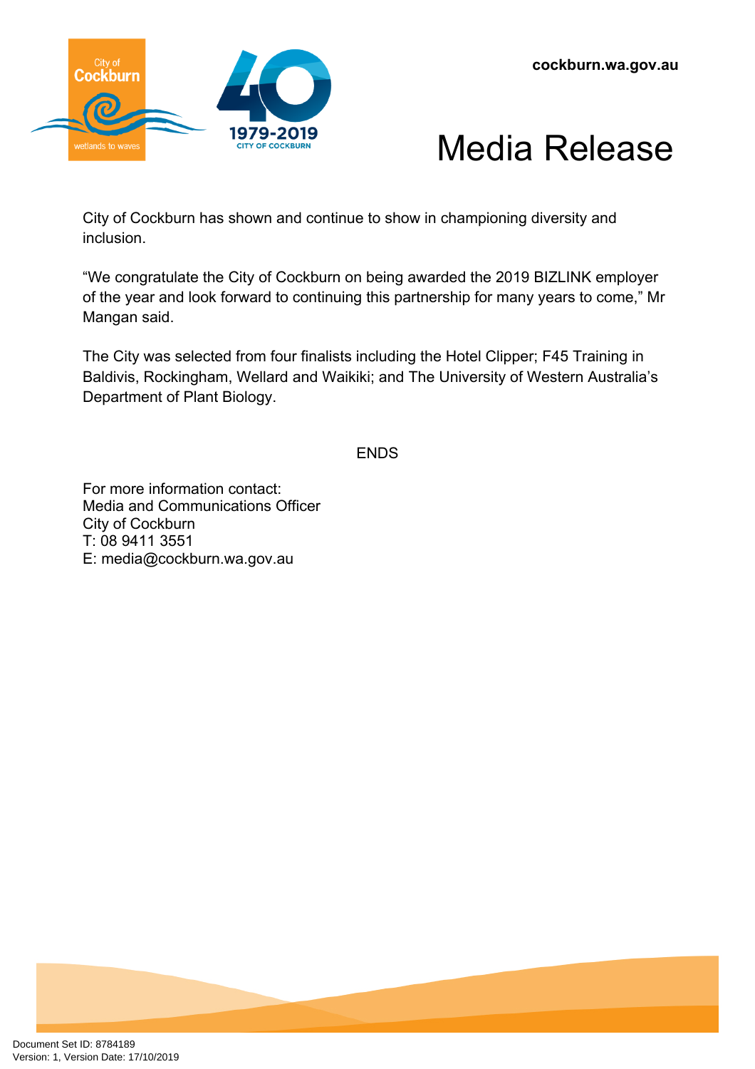# Media Release

City of Cockburn has shown and continue to show in championing diversity and inclusion.

"We congratulate the City of Cockburn on being awarded the 2019 BIZLINK employer of the year and look forward to continuing this partnership for many years to come," Mr Mangan said.

The City was selected from four finalists including the Hotel Clipper; F45 Training in Baldivis, Rockingham, Wellard and Waikiki; and The University of Western Australia's Department of Plant Biology.

ENDS

For more information contact:
Media and Communications Officer
City of Cockburn
T: 08 9411 3551
E: media@cockburn.wa.gov.au